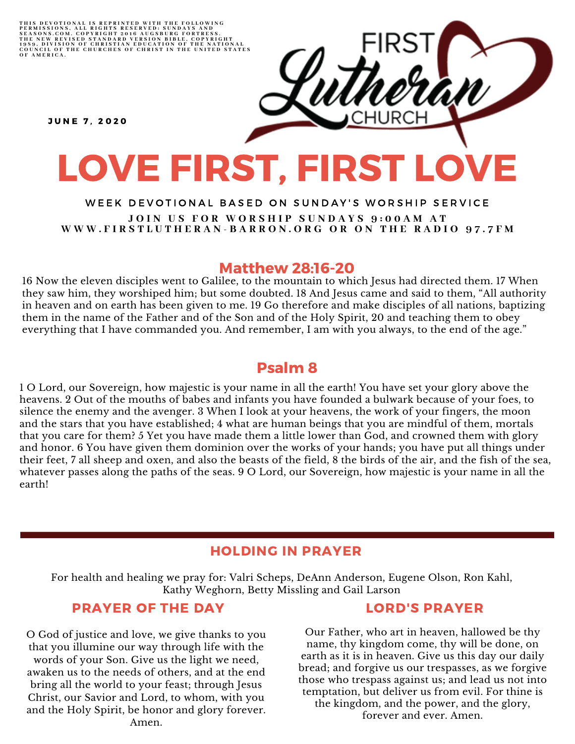THIS DEVOTIONAL IS REPRINTED WITH THE FOLLOWING PERMISSIONS, ALL RIGHTS RESERVED: SUNDAYS AND SEASONS.COM. COPYRIGHT 2016 AUGSBURG FORTRESS. THE NEW REVISED STANDARD VERSION BIBLE, COPYRIGHT 1989, DIVISION OF CHRISTIAN EDUCATION OF THE NATIONAL COUNCIL OF THE CHURCHES OF CHRIST IN THE UNITED STATES OF AMERICA.

FIRST Lutheran CHURCH

JUNE 7, 2020

# LOVE FIRST, FIRST LOVE

WEEK DEVOTIONAL BASED ON SUNDAY'S WORSHIP SERVICE

JOIN US FOR WORSHIP SUNDAYS 9:00AM AT WWW.FIRSTLUTHERAN-BARRON.ORG OR ON THE RADIO 97.7FM

## Matthew 28:16-20

16 Now the eleven disciples went to Galilee, to the mountain to which Jesus had directed them. 17 When they saw him, they worshiped him; but some doubted. 18 And Jesus came and said to them, "All authority in heaven and on earth has been given to me. 19 Go therefore and make disciples of all nations, baptizing them in the name of the Father and of the Son and of the Holy Spirit, 20 and teaching them to obey everything that I have commanded you. And remember, I am with you always, to the end of the age."

## Psalm 8

1 O Lord, our Sovereign, how majestic is your name in all the earth! You have set your glory above the heavens. 2 Out of the mouths of babes and infants you have founded a bulwark because of your foes, to silence the enemy and the avenger. 3 When I look at your heavens, the work of your fingers, the moon and the stars that you have established; 4 what are human beings that you are mindful of them, mortals that you care for them? 5 Yet you have made them a little lower than God, and crowned them with glory and honor. 6 You have given them dominion over the works of your hands; you have put all things under their feet, 7 all sheep and oxen, and also the beasts of the field, 8 the birds of the air, and the fish of the sea, whatever passes along the paths of the seas. 9 O Lord, our Sovereign, how majestic is your name in all the earth!

---

## HOLDING IN PRAYER

For health and healing we pray for: Valri Scheps, DeAnn Anderson, Eugene Olson, Ron Kahl, Kathy Weghorn, Betty Missling and Gail Larson

## PRAYER OF THE DAY

O God of justice and love, we give thanks to you that you illumine our way through life with the words of your Son. Give us the light we need, awaken us to the needs of others, and at the end bring all the world to your feast; through Jesus Christ, our Savior and Lord, to whom, with you and the Holy Spirit, be honor and glory forever. Amen.

## LORD'S PRAYER

Our Father, who art in heaven, hallowed be thy name, thy kingdom come, thy will be done, on earth as it is in heaven. Give us this day our daily bread; and forgive us our trespasses, as we forgive those who trespass against us; and lead us not into temptation, but deliver us from evil. For thine is the kingdom, and the power, and the glory, forever and ever. Amen.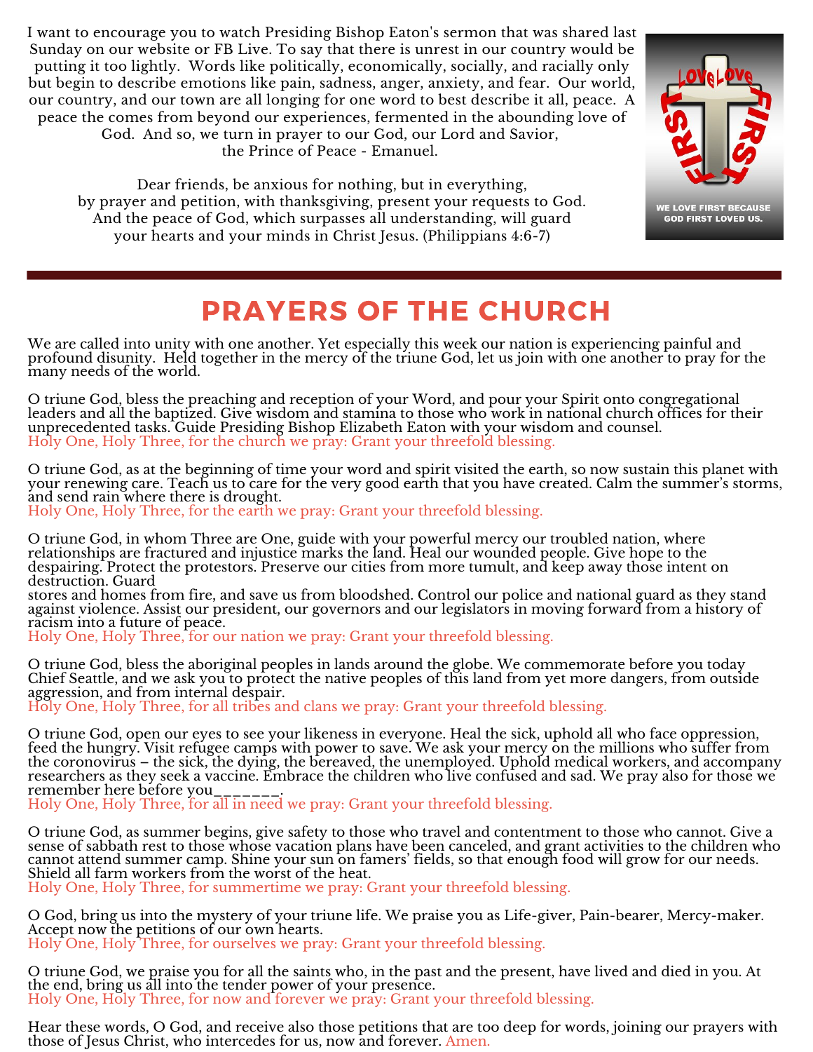I want to encourage you to watch Presiding Bishop Eaton's sermon that was shared last Sunday on our website or FB Live. To say that there is unrest in our country would be putting it too lightly. Words like politically, economically, socially, and racially only but begin to describe emotions like pain, sadness, anger, anxiety, and fear. Our world, our country, and our town are all longing for one word to best describe it all, peace. A peace the comes from beyond our experiences, fermented in the abounding love of God. And so, we turn in prayer to our God, our Lord and Savior, the Prince of Peace - Emanuel.

Dear friends, be anxious for nothing, but in everything, by prayer and petition, with thanksgiving, present your requests to God. And the peace of God, which surpasses all understanding, will guard your hearts and your minds in Christ Jesus. (Philippians 4:6-7)

LOVE LOVE FIRST FIRST

WE LOVE FIRST BECAUSE GOD FIRST LOVED US.

# PRAYERS OF THE CHURCH

We are called into unity with one another. Yet especially this week our nation is experiencing painful and profound disunity. Held together in the mercy of the triune God, let us join with one another to pray for the many needs of the world.

O triune God, bless the preaching and reception of your Word, and pour your Spirit onto congregational leaders and all the baptized. Give wisdom and stamina to those who work in national church offices for their unprecedented tasks. Guide Presiding Bishop Elizabeth Eaton with your wisdom and counsel.
Holy One, Holy Three, for the church we pray: Grant your threefold blessing.

O triune God, as at the beginning of time your word and spirit visited the earth, so now sustain this planet with your renewing care. Teach us to care for the very good earth that you have created. Calm the summer's storms, and send rain where there is drought.
Holy One, Holy Three, for the earth we pray: Grant your threefold blessing.

O triune God, in whom Three are One, guide with your powerful mercy our troubled nation, where relationships are fractured and injustice marks the land. Heal our wounded people. Give hope to the despairing. Protect the protestors. Preserve our cities from more tumult, and keep away those intent on destruction. Guard
stores and homes from fire, and save us from bloodshed. Control our police and national guard as they stand against violence. Assist our president, our governors and our legislators in moving forward from a history of racism into a future of peace.
Holy One, Holy Three, for our nation we pray: Grant your threefold blessing.

O triune God, bless the aboriginal peoples in lands around the globe. We commemorate before you today Chief Seattle, and we ask you to protect the native peoples of this land from yet more dangers, from outside aggression, and from internal despair.
Holy One, Holy Three, for all tribes and clans we pray: Grant your threefold blessing.

O triune God, open our eyes to see your likeness in everyone. Heal the sick, uphold all who face oppression, feed the hungry. Visit refugee camps with power to save. We ask your mercy on the millions who suffer from the coronovirus – the sick, the dying, the bereaved, the unemployed. Uphold medical workers, and accompany researchers as they seek a vaccine. Embrace the children who live confused and sad. We pray also for those we remember here before you_______.
Holy One, Holy Three, for all in need we pray: Grant your threefold blessing.

O triune God, as summer begins, give safety to those who travel and contentment to those who cannot. Give a sense of sabbath rest to those whose vacation plans have been canceled, and grant activities to the children who cannot attend summer camp. Shine your sun on famers' fields, so that enough food will grow for our needs. Shield all farm workers from the worst of the heat.
Holy One, Holy Three, for summertime we pray: Grant your threefold blessing.

O God, bring us into the mystery of your triune life. We praise you as Life-giver, Pain-bearer, Mercy-maker. Accept now the petitions of our own hearts.
Holy One, Holy Three, for ourselves we pray: Grant your threefold blessing.

O triune God, we praise you for all the saints who, in the past and the present, have lived and died in you. At the end, bring us all into the tender power of your presence.
Holy One, Holy Three, for now and forever we pray: Grant your threefold blessing.

Hear these words, O God, and receive also those petitions that are too deep for words, joining our prayers with those of Jesus Christ, who intercedes for us, now and forever. Amen.